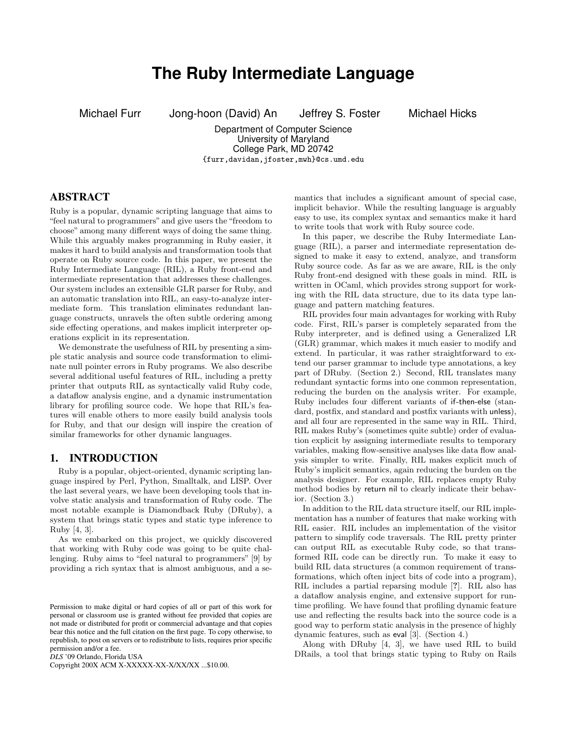# The Ruby Intermediate Language

Michael Furr    Jong-hoon (David) An    Jeffrey S. Foster    Michael Hicks

Department of Computer Science
University of Maryland
College Park, MD 20742
{furr,davidan,jfoster,mwh}@cs.umd.edu

## ABSTRACT

Ruby is a popular, dynamic scripting language that aims to "feel natural to programmers" and give users the "freedom to choose" among many different ways of doing the same thing. While this arguably makes programming in Ruby easier, it makes it hard to build analysis and transformation tools that operate on Ruby source code. In this paper, we present the Ruby Intermediate Language (RIL), a Ruby front-end and intermediate representation that addresses these challenges. Our system includes an extensible GLR parser for Ruby, and an automatic translation into RIL, an easy-to-analyze intermediate form. This translation eliminates redundant language constructs, unravels the often subtle ordering among side effecting operations, and makes implicit interpreter operations explicit in its representation.

We demonstrate the usefulness of RIL by presenting a simple static analysis and source code transformation to eliminate null pointer errors in Ruby programs. We also describe several additional useful features of RIL, including a pretty printer that outputs RIL as syntactically valid Ruby code, a dataflow analysis engine, and a dynamic instrumentation library for profiling source code. We hope that RIL's features will enable others to more easily build analysis tools for Ruby, and that our design will inspire the creation of similar frameworks for other dynamic languages.

## 1. INTRODUCTION

Ruby is a popular, object-oriented, dynamic scripting language inspired by Perl, Python, Smalltalk, and LISP. Over the last several years, we have been developing tools that involve static analysis and transformation of Ruby code. The most notable example is Diamondback Ruby (DRuby), a system that brings static types and static type inference to Ruby [4, 3].

As we embarked on this project, we quickly discovered that working with Ruby code was going to be quite challenging. Ruby aims to "feel natural to programmers" [9] by providing a rich syntax that is almost ambiguous, and a semantics that includes a significant amount of special case, implicit behavior. While the resulting language is arguably easy to use, its complex syntax and semantics make it hard to write tools that work with Ruby source code.

In this paper, we describe the Ruby Intermediate Language (RIL), a parser and intermediate representation designed to make it easy to extend, analyze, and transform Ruby source code. As far as we are aware, RIL is the only Ruby front-end designed with these goals in mind. RIL is written in OCaml, which provides strong support for working with the RIL data structure, due to its data type language and pattern matching features.

RIL provides four main advantages for working with Ruby code. First, RIL's parser is completely separated from the Ruby interpreter, and is defined using a Generalized LR (GLR) grammar, which makes it much easier to modify and extend. In particular, it was rather straightforward to extend our parser grammar to include type annotations, a key part of DRuby. (Section 2.) Second, RIL translates many redundant syntactic forms into one common representation, reducing the burden on the analysis writer. For example, Ruby includes four different variants of if-then-else (standard, postfix, and standard and postfix variants with unless), and all four are represented in the same way in RIL. Third, RIL makes Ruby's (sometimes quite subtle) order of evaluation explicit by assigning intermediate results to temporary variables, making flow-sensitive analyses like data flow analysis simpler to write. Finally, RIL makes explicit much of Ruby's implicit semantics, again reducing the burden on the analysis designer. For example, RIL replaces empty Ruby method bodies by return nil to clearly indicate their behavior. (Section 3.)

In addition to the RIL data structure itself, our RIL implementation has a number of features that make working with RIL easier. RIL includes an implementation of the visitor pattern to simplify code traversals. The RIL pretty printer can output RIL as executable Ruby code, so that transformed RIL code can be directly run. To make it easy to build RIL data structures (a common requirement of transformations, which often inject bits of code into a program), RIL includes a partial reparsing module [?]. RIL also has a dataflow analysis engine, and extensive support for runtime profiling. We have found that profiling dynamic feature use and reflecting the results back into the source code is a good way to perform static analysis in the presence of highly dynamic features, such as eval [3]. (Section 4.)

Along with DRuby [4, 3], we have used RIL to build DRails, a tool that brings static typing to Ruby on Rails

Permission to make digital or hard copies of all or part of this work for personal or classroom use is granted without fee provided that copies are not made or distributed for profit or commercial advantage and that copies bear this notice and the full citation on the first page. To copy otherwise, to republish, to post on servers or to redistribute to lists, requires prior specific permission and/or a fee.
*DLS* '09 Orlando, Florida USA
Copyright 200X ACM X-XXXXX-XX-X/XX/XX ...$10.00.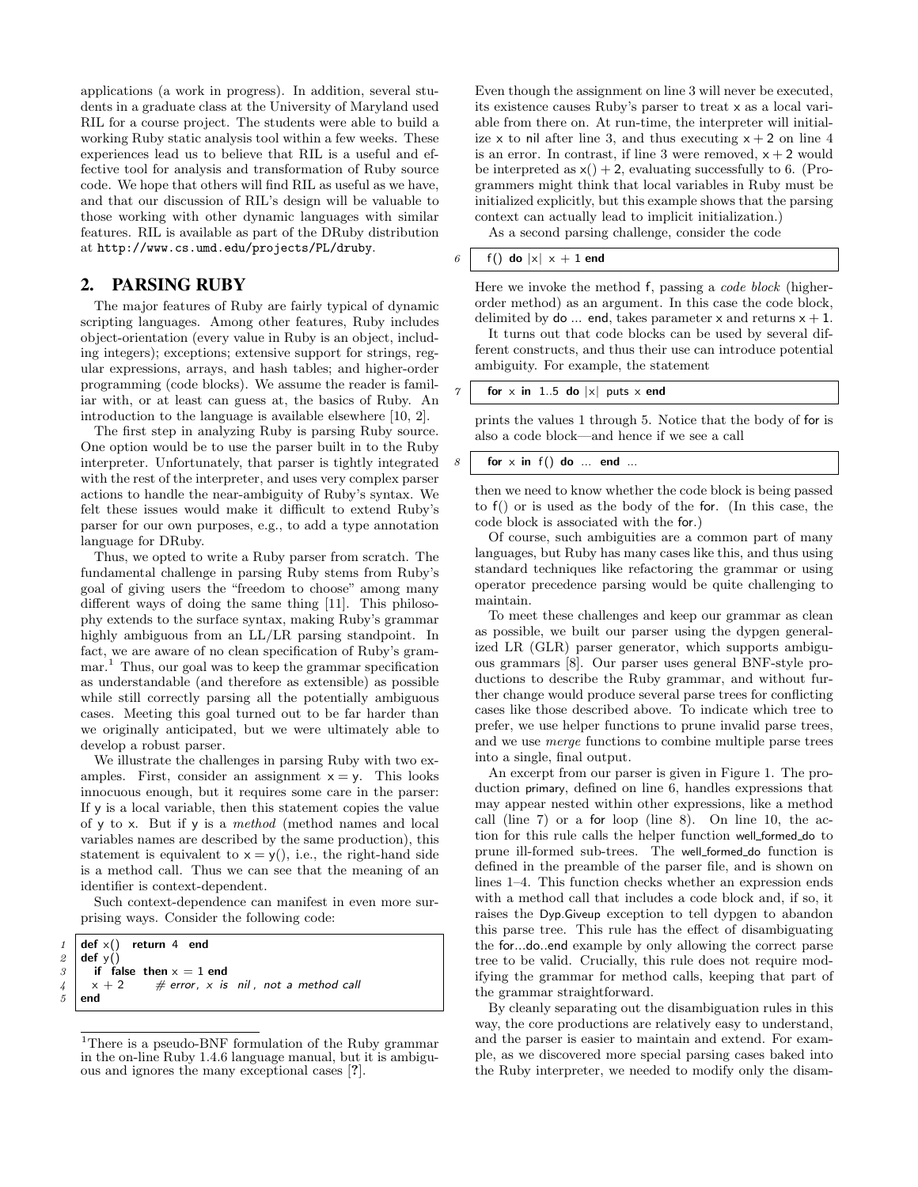applications (a work in progress). In addition, several students in a graduate class at the University of Maryland used RIL for a course project. The students were able to build a working Ruby static analysis tool within a few weeks. These experiences lead us to believe that RIL is a useful and effective tool for analysis and transformation of Ruby source code. We hope that others will find RIL as useful as we have, and that our discussion of RIL's design will be valuable to those working with other dynamic languages with similar features. RIL is available as part of the DRuby distribution at `http://www.cs.umd.edu/projects/PL/druby`.

## 2. PARSING RUBY

The major features of Ruby are fairly typical of dynamic scripting languages. Among other features, Ruby includes object-orientation (every value in Ruby is an object, including integers); exceptions; extensive support for strings, regular expressions, arrays, and hash tables; and higher-order programming (code blocks). We assume the reader is familiar with, or at least can guess at, the basics of Ruby. An introduction to the language is available elsewhere [10, 2].

The first step in analyzing Ruby is parsing Ruby source. One option would be to use the parser built in to the Ruby interpreter. Unfortunately, that parser is tightly integrated with the rest of the interpreter, and uses very complex parser actions to handle the near-ambiguity of Ruby's syntax. We felt these issues would make it difficult to extend Ruby's parser for our own purposes, e.g., to add a type annotation language for DRuby.

Thus, we opted to write a Ruby parser from scratch. The fundamental challenge in parsing Ruby stems from Ruby's goal of giving users the "freedom to choose" among many different ways of doing the same thing [11]. This philosophy extends to the surface syntax, making Ruby's grammar highly ambiguous from an LL/LR parsing standpoint. In fact, we are aware of no clean specification of Ruby's grammar.[1] Thus, our goal was to keep the grammar specification as understandable (and therefore as extensible) as possible while still correctly parsing all the potentially ambiguous cases. Meeting this goal turned out to be far harder than we originally anticipated, but we were ultimately able to develop a robust parser.

We illustrate the challenges in parsing Ruby with two examples. First, consider an assignment x = y. This looks innocuous enough, but it requires some care in the parser: If y is a local variable, then this statement copies the value of y to x. But if y is a *method* (method names and local variables names are described by the same production), this statement is equivalent to x = y(), i.e., the right-hand side is a method call. Thus we can see that the meaning of an identifier is context-dependent.

Such context-dependence can manifest in even more surprising ways. Consider the following code:

```
1  def x()  return 4  end
2  def y()
3    if false then x = 1 end
4    x + 2     # error, x is nil, not a method call
5  end
```

Even though the assignment on line 3 will never be executed, its existence causes Ruby's parser to treat x as a local variable from there on. At run-time, the interpreter will initialize x to nil after line 3, and thus executing x + 2 on line 4 is an error. In contrast, if line 3 were removed, x + 2 would be interpreted as x() + 2, evaluating successfully to 6. (Programmers might think that local variables in Ruby must be initialized explicitly, but this example shows that the parsing context can actually lead to implicit initialization.)

As a second parsing challenge, consider the code

```
6  f() do |x| x + 1 end
```

Here we invoke the method f, passing a *code block* (higher-order method) as an argument. In this case the code block, delimited by do ... end, takes parameter x and returns x + 1.

It turns out that code blocks can be used by several different constructs, and thus their use can introduce potential ambiguity. For example, the statement

```
7  for x in 1..5 do |x| puts x end
```

prints the values 1 through 5. Notice that the body of for is also a code block—and hence if we see a call

```
8  for x in f() do ... end ...
```

then we need to know whether the code block is being passed to f() or is used as the body of the for. (In this case, the code block is associated with the for.)

Of course, such ambiguities are a common part of many languages, but Ruby has many cases like this, and thus using standard techniques like refactoring the grammar or using operator precedence parsing would be quite challenging to maintain.

To meet these challenges and keep our grammar as clean as possible, we built our parser using the dypgen generalized LR (GLR) parser generator, which supports ambiguous grammars [8]. Our parser uses general BNF-style productions to describe the Ruby grammar, and without further change would produce several parse trees for conflicting cases like those described above. To indicate which tree to prefer, we use helper functions to prune invalid parse trees, and we use *merge* functions to combine multiple parse trees into a single, final output.

An excerpt from our parser is given in Figure 1. The production primary, defined on line 6, handles expressions that may appear nested within other expressions, like a method call (line 7) or a for loop (line 8). On line 10, the action for this rule calls the helper function well_formed_do to prune ill-formed sub-trees. The well_formed_do function is defined in the preamble of the parser file, and is shown on lines 1–4. This function checks whether an expression ends with a method call that includes a code block and, if so, it raises the Dyp.Giveup exception to tell dypgen to abandon this parse tree. This rule has the effect of disambiguating the for...do..end example by only allowing the correct parse tree to be valid. Crucially, this rule does not require modifying the grammar for method calls, keeping that part of the grammar straightforward.

By cleanly separating out the disambiguation rules in this way, the core productions are relatively easy to understand, and the parser is easier to maintain and extend. For example, as we discovered more special parsing cases baked into the Ruby interpreter, we needed to modify only the disam-

[1] There is a pseudo-BNF formulation of the Ruby grammar in the on-line Ruby 1.4.6 language manual, but it is ambiguous and ignores the many exceptional cases [?].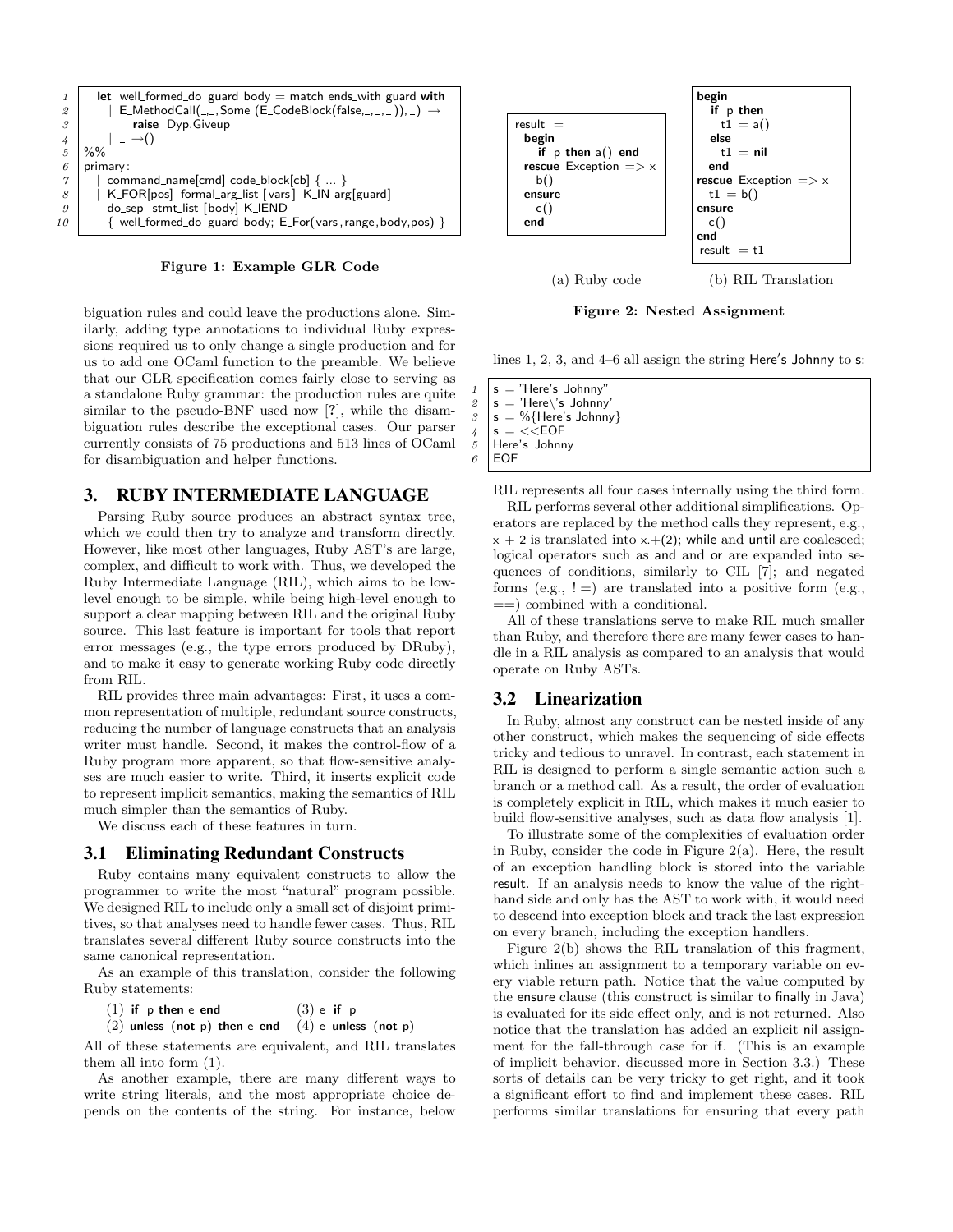```
1   let well_formed_do guard body = match ends_with guard with
2     | E_MethodCall(_,_,Some (E_CodeBlock(false,_,_,_)),_) →
3         raise Dyp.Giveup
4     | _ →()
5   %%
6   primary:
7     | command_name[cmd] code_block[cb] { ... }
8     | K_FOR[pos] formal_arg_list [vars] K_IN arg[guard]
9       do_sep stmt_list [body] K_lEND
10      { well_formed_do guard body; E_For(vars,range,body,pos) }
```

**Figure 1: Example GLR Code**

biguation rules and could leave the productions alone. Similarly, adding type annotations to individual Ruby expressions required us to only change a single production and for us to add one OCaml function to the preamble. We believe that our GLR specification comes fairly close to serving as a standalone Ruby grammar: the production rules are quite similar to the pseudo-BNF used now [?], while the disambiguation rules describe the exceptional cases. Our parser currently consists of 75 productions and 513 lines of OCaml for disambiguation and helper functions.

## 3. RUBY INTERMEDIATE LANGUAGE

Parsing Ruby source produces an abstract syntax tree, which we could then try to analyze and transform directly. However, like most other languages, Ruby AST's are large, complex, and difficult to work with. Thus, we developed the Ruby Intermediate Language (RIL), which aims to be low-level enough to be simple, while being high-level enough to support a clear mapping between RIL and the original Ruby source. This last feature is important for tools that report error messages (e.g., the type errors produced by DRuby), and to make it easy to generate working Ruby code directly from RIL.

RIL provides three main advantages: First, it uses a common representation of multiple, redundant source constructs, reducing the number of language constructs that an analysis writer must handle. Second, it makes the control-flow of a Ruby program more apparent, so that flow-sensitive analyses are much easier to write. Third, it inserts explicit code to represent implicit semantics, making the semantics of RIL much simpler than the semantics of Ruby.

We discuss each of these features in turn.

### 3.1 Eliminating Redundant Constructs

Ruby contains many equivalent constructs to allow the programmer to write the most "natural" program possible. We designed RIL to include only a small set of disjoint primitives, so that analyses need to handle fewer cases. Thus, RIL translates several different Ruby source constructs into the same canonical representation.

As an example of this translation, consider the following Ruby statements:

```
(1) if p then e end               (3) e if p
(2) unless (not p) then e end     (4) e unless (not p)
```

All of these statements are equivalent, and RIL translates them all into form (1).

As another example, there are many different ways to write string literals, and the most appropriate choice depends on the contents of the string. For instance, below lines 1, 2, 3, and 4–6 all assign the string Here's Johnny to s:

```
1  s = "Here's Johnny"
2  s = 'Here\'s Johnny'
3  s = %{Here's Johnny}
4  s = <<EOF
5  Here's Johnny
6  EOF
```

RIL represents all four cases internally using the third form.

RIL performs several other additional simplifications. Operators are replaced by the method calls they represent, e.g., x + 2 is translated into x.+(2); while and until are coalesced; logical operators such as and and or are expanded into sequences of conditions, similarly to CIL [7]; and negated forms (e.g., != ) are translated into a positive form (e.g., == ) combined with a conditional.

All of these translations serve to make RIL much smaller than Ruby, and therefore there are many fewer cases to handle in a RIL analysis as compared to an analysis that would operate on Ruby ASTs.

### 3.2 Linearization

In Ruby, almost any construct can be nested inside of any other construct, which makes the sequencing of side effects tricky and tedious to unravel. In contrast, each statement in RIL is designed to perform a single semantic action such a branch or a method call. As a result, the order of evaluation is completely explicit in RIL, which makes it much easier to build flow-sensitive analyses, such as data flow analysis [1].

```
result =
  begin
    if p then a() end
  rescue Exception => x
    b()
  ensure
    c()
  end
```

(a) Ruby code

```
begin
  if p then
    t1 = a()
  else
    t1 = nil
  end
rescue Exception => x
  t1 = b()
ensure
  c()
end
result = t1
```

(b) RIL Translation

**Figure 2: Nested Assignment**

To illustrate some of the complexities of evaluation order in Ruby, consider the code in Figure 2(a). Here, the result of an exception handling block is stored into the variable result. If an analysis needs to know the value of the right-hand side and only has the AST to work with, it would need to descend into exception block and track the last expression on every branch, including the exception handlers.

Figure 2(b) shows the RIL translation of this fragment, which inlines an assignment to a temporary variable on every viable return path. Notice that the value computed by the ensure clause (this construct is similar to finally in Java) is evaluated for its side effect only, and is not returned. Also notice that the translation has added an explicit nil assignment for the fall-through case for if. (This is an example of implicit behavior, discussed more in Section 3.3.) These sorts of details can be very tricky to get right, and it took a significant effort to find and implement these cases. RIL performs similar translations for ensuring that every path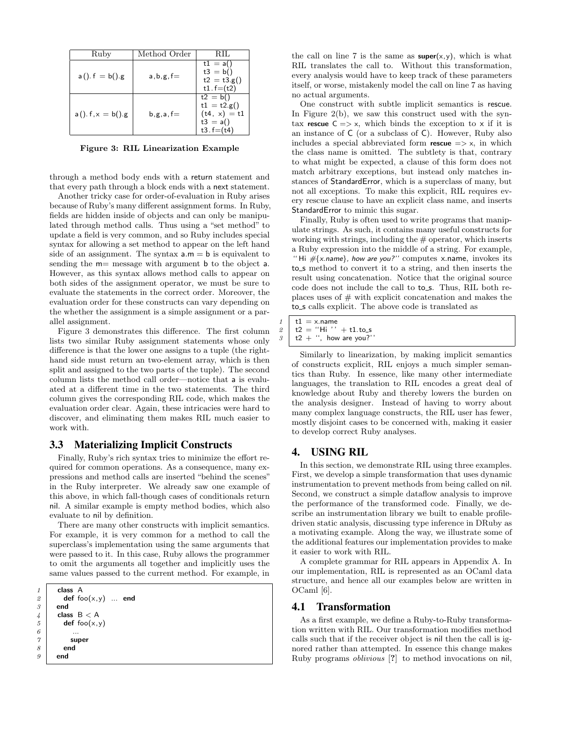| Ruby | Method Order | RIL |
|---|---|---|
| a().f = b().g | a,b,g,f= | t1 = a()<br>t3 = b()<br>t2 = t3.g()<br>t1.f=(t2) |
| a().f,x = b().g | b,g,a,f= | t2 = b()<br>t1 = t2.g()<br>(t4, x) = t1<br>t3 = a()<br>t3.f=(t4) |

**Figure 3: RIL Linearization Example**

through a method body ends with a return statement and that every path through a block ends with a next statement.

Another tricky case for order-of-evaluation in Ruby arises because of Ruby's many different assignment forms. In Ruby, fields are hidden inside of objects and can only be manipulated through method calls. Thus using a "set method" to update a field is very common, and so Ruby includes special syntax for allowing a set method to appear on the left hand side of an assignment. The syntax a.m = b is equivalent to sending the m= message with argument b to the object a. However, as this syntax allows method calls to appear on both sides of the assignment operator, we must be sure to evaluate the statements in the correct order. Moreover, the evaluation order for these constructs can vary depending on the whether the assignment is a simple assignment or a parallel assignment.

Figure 3 demonstrates this difference. The first column lists two similar Ruby assignment statements whose only difference is that the lower one assigns to a tuple (the right-hand side must return an two-element array, which is then split and assigned to the two parts of the tuple). The second column lists the method call order—notice that a is evaluated at a different time in the two statements. The third column gives the corresponding RIL code, which makes the evaluation order clear. Again, these intricacies were hard to discover, and eliminating them makes RIL much easier to work with.

## 3.3 Materializing Implicit Constructs

Finally, Ruby's rich syntax tries to minimize the effort required for common operations. As a consequence, many expressions and method calls are inserted "behind the scenes" in the Ruby interpreter. We already saw one example of this above, in which fall-though cases of conditionals return nil. A similar example is empty method bodies, which also evaluate to nil by definition.

There are many other constructs with implicit semantics. For example, it is very common for a method to call the superclass's implementation using the same arguments that were passed to it. In this case, Ruby allows the programmer to omit the arguments all together and implicitly uses the same values passed to the current method. For example, in

```
1  class A
2    def foo(x,y) ... end
3  end
4  class B < A
5    def foo(x,y)
6      ...
7      super
8    end
9  end
```

the call on line 7 is the same as **super**(x,y), which is what RIL translates the call to. Without this transformation, every analysis would have to keep track of these parameters itself, or worse, mistakenly model the call on line 7 as having no actual arguments.

One construct with subtle implicit semantics is rescue. In Figure 2(b), we saw this construct used with the syntax **rescue** C => x, which binds the exception to x if it is an instance of C (or a subclass of C). However, Ruby also includes a special abbreviated form **rescue** => x, in which the class name is omitted. The subtlety is that, contrary to what might be expected, a clause of this form does not match arbitrary exceptions, but instead only matches instances of StandardError, which is a superclass of many, but not all exceptions. To make this explicit, RIL requires every rescue clause to have an explicit class name, and inserts StandardError to mimic this sugar.

Finally, Ruby is often used to write programs that manipulate strings. As such, it contains many useful constructs for working with strings, including the # operator, which inserts a Ruby expression into the middle of a string. For example, ''Hi #{*x.name*}*, how are you?*'' computes x.name, invokes its to_s method to convert it to a string, and then inserts the result using concatenation. Notice that the original source code does not include the call to to_s. Thus, RIL both replaces uses of # with explicit concatenation and makes the to_s calls explicit. The above code is translated as

```
1  t1 = x.name
2  t2 = ''Hi '' + t1.to_s
3  t2 + '', how are you?''
```

Similarly to linearization, by making implicit semantics of constructs explicit, RIL enjoys a much simpler semantics than Ruby. In essence, like many other intermediate languages, the translation to RIL encodes a great deal of knowledge about Ruby and thereby lowers the burden on the analysis designer. Instead of having to worry about many complex language constructs, the RIL user has fewer, mostly disjoint cases to be concerned with, making it easier to develop correct Ruby analyses.

# 4. USING RIL

In this section, we demonstrate RIL using three examples. First, we develop a simple transformation that uses dynamic instrumentation to prevent methods from being called on nil. Second, we construct a simple dataflow analysis to improve the performance of the transformed code. Finally, we describe an instrumentation library we built to enable profile-driven static analysis, discussing type inference in DRuby as a motivating example. Along the way, we illustrate some of the additional features our implementation provides to make it easier to work with RIL.

A complete grammar for RIL appears in Appendix A. In our implementation, RIL is represented as an OCaml data structure, and hence all our examples below are written in OCaml [6].

## 4.1 Transformation

As a first example, we define a Ruby-to-Ruby transformation written with RIL. Our transformation modifies method calls such that if the receiver object is nil then the call is ignored rather than attempted. In essence this change makes Ruby programs *oblivious* [?] to method invocations on nil,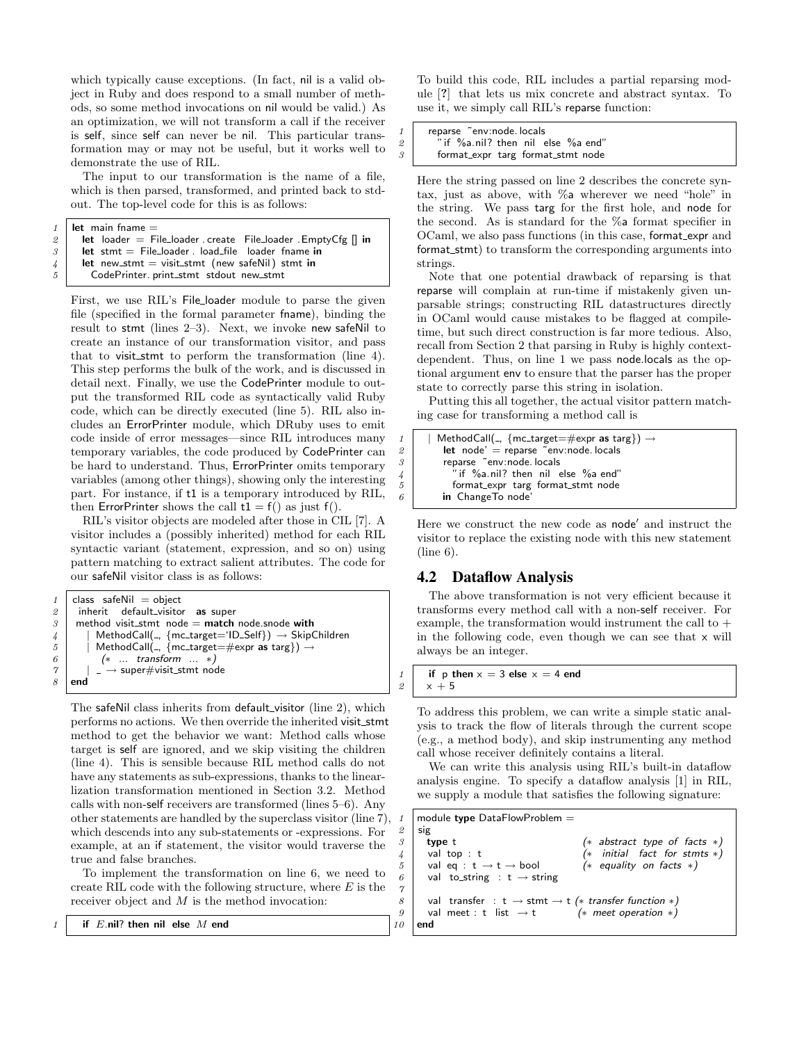which typically cause exceptions. (In fact, nil is a valid object in Ruby and does respond to a small number of methods, so some method invocations on nil would be valid.) As an optimization, we will not transform a call if the receiver is self, since self can never be nil. This particular transformation may or may not be useful, but it works well to demonstrate the use of RIL.

The input to our transformation is the name of a file, which is then parsed, transformed, and printed back to stdout. The top-level code for this is as follows:

```
1  let main fname =
2    let loader = File_loader.create File_loader.EmptyCfg [] in
3    let stmt = File_loader.load_file loader fname in
4    let new_stmt = visit_stmt (new safeNil) stmt in
5      CodePrinter.print_stmt stdout new_stmt
```

First, we use RIL's File_loader module to parse the given file (specified in the formal parameter fname), binding the result to stmt (lines 2–3). Next, we invoke new safeNil to create an instance of our transformation visitor, and pass that to visit_stmt to perform the transformation (line 4). This step performs the bulk of the work, and is discussed in detail next. Finally, we use the CodePrinter module to output the transformed RIL code as syntactically valid Ruby code, which can be directly executed (line 5). RIL also includes an ErrorPrinter module, which DRuby uses to emit code inside of error messages—since RIL introduces many temporary variables, the code produced by CodePrinter can be hard to understand. Thus, ErrorPrinter omits temporary variables (among other things), showing only the interesting part. For instance, if t1 is a temporary introduced by RIL, then ErrorPrinter shows the call t1 = f() as just f().

RIL's visitor objects are modeled after those in CIL [7]. A visitor includes a (possibly inherited) method for each RIL syntactic variant (statement, expression, and so on) using pattern matching to extract salient attributes. The code for our safeNil visitor class is as follows:

```
1  class safeNil = object
2    inherit default_visitor as super
3    method visit_stmt node = match node.snode with
4      | MethodCall(_, {mc_target='ID_Self}) → SkipChildren
5      | MethodCall(_, {mc_target=#expr as targ}) →
6          (* ... transform ... *)
7      | _ → super#visit_stmt node
8  end
```

The safeNil class inherits from default_visitor (line 2), which performs no actions. We then override the inherited visit_stmt method to get the behavior we want: Method calls whose target is self are ignored, and we skip visiting the children (line 4). This is sensible because RIL method calls do not have any statements as sub-expressions, thanks to the linearization transformation mentioned in Section 3.2. Method calls with non-self receivers are transformed (lines 5–6). Any other statements are handled by the superclass visitor (line 7), which descends into any sub-statements or -expressions. For example, at an if statement, the visitor would traverse the true and false branches.

To implement the transformation on line 6, we need to create RIL code with the following structure, where $E$ is the receiver object and $M$ is the method invocation:

```
1  if E.nil? then nil else M end
```

To build this code, RIL includes a partial reparsing module [?] that lets us mix concrete and abstract syntax. To use it, we simply call RIL's reparse function:

```
1  reparse ~env:node.locals
2    "if %a.nil? then nil else %a end"
3    format_expr targ format_stmt node
```

Here the string passed on line 2 describes the concrete syntax, just as above, with %a wherever we need "hole" in the string. We pass targ for the first hole, and node for the second. As is standard for the %a format specifier in OCaml, we also pass functions (in this case, format_expr and format_stmt) to transform the corresponding arguments into strings.

Note that one potential drawback of reparsing is that reparse will complain at run-time if mistakenly given unparsable strings; constructing RIL datastructures directly in OCaml would cause mistakes to be flagged at compile-time, but such direct construction is far more tedious. Also, recall from Section 2 that parsing in Ruby is highly context-dependent. Thus, on line 1 we pass node.locals as the optional argument env to ensure that the parser has the proper state to correctly parse this string in isolation.

Putting this all together, the actual visitor pattern matching case for transforming a method call is

```
1  | MethodCall(_, {mc_target=#expr as targ}) →
2      let node' = reparse ~env:node.locals
3        reparse ~env:node.locals
4          "if %a.nil? then nil else %a end"
5          format_expr targ format_stmt node
6      in ChangeTo node'
```

Here we construct the new code as node′ and instruct the visitor to replace the existing node with this new statement (line 6).

## 4.2 Dataflow Analysis

The above transformation is not very efficient because it transforms every method call with a non-self receiver. For example, the transformation would instrument the call to + in the following code, even though we can see that x will always be an integer.

```
1  if p then x = 3 else x = 4 end
2  x + 5
```

To address this problem, we can write a simple static analysis to track the flow of literals through the current scope (e.g., a method body), and skip instrumenting any method call whose receiver definitely contains a literal.

We can write this analysis using RIL's built-in dataflow analysis engine. To specify a dataflow analysis [1] in RIL, we supply a module that satisfies the following signature:

```
1  module type DataFlowProblem =
2  sig
3    type t                            (* abstract type of facts *)
4    val top : t                       (* initial fact for stmts *)
5    val eq : t → t → bool             (* equality on facts *)
6    val to_string : t → string
7
8    val transfer : t → stmt → t (* transfer function *)
9    val meet : t list → t         (* meet operation *)
10 end
```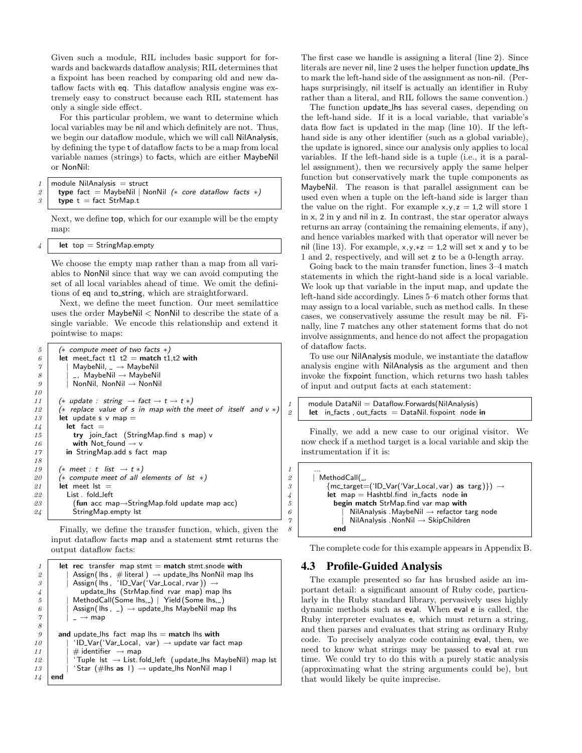Given such a module, RIL includes basic support for forwards and backwards dataflow analysis; RIL determines that a fixpoint has been reached by comparing old and new dataflow facts with eq. This dataflow analysis engine was extremely easy to construct because each RIL statement has only a single side effect.

For this particular problem, we want to determine which local variables may be nil and which definitely are not. Thus, we begin our dataflow module, which we will call NilAnalysis, by defining the type t of dataflow facts to be a map from local variable names (strings) to facts, which are either MaybeNil or NonNil:

```
1  module NilAnalysis = struct
2    type fact = MaybeNil | NonNil (* core dataflow facts *)
3    type t = fact StrMap.t
```

Next, we define top, which for our example will be the empty map:

```
4    let top = StringMap.empty
```

We choose the empty map rather than a map from all variables to NonNil since that way we can avoid computing the set of all local variables ahead of time. We omit the definitions of eq and to_string, which are straightforward.

Next, we define the meet function. Our meet semilattice uses the order MaybeNil < NonNil to describe the state of a single variable. We encode this relationship and extend it pointwise to maps:

```
5    (* compute meet of two facts *)
6    let meet_fact t1 t2 = match t1,t2 with
7      | MaybeNil, _ → MaybeNil
8      | _, MaybeNil → MaybeNil
9      | NonNil, NonNil → NonNil
10
11   (* update : string → fact → t → t *)
12   (* replace value of s in map with the meet of itself and v *)
13   let update s v map =
14     let fact =
15       try join_fact (StringMap.find s map) v
16       with Not_found → v
17     in StringMap.add s fact map
18
19   (* meet : t list → t *)
20   (* compute meet of all elements of lst *)
21   let meet lst =
22     List.fold_left
23       (fun acc map→StringMap.fold update map acc)
24       StringMap.empty lst
```

Finally, we define the transfer function, which, given the input dataflow facts map and a statement stmt returns the output dataflow facts:

```
1  let rec transfer map stmt = match stmt.snode with
2    | Assign(lhs, # literal ) → update_lhs NonNil map lhs
3    | Assign(lhs, ‘ID_Var(‘Var_Local, rvar)) →
4        update_lhs (StrMap.find rvar map) map lhs
5    | MethodCall(Some lhs,_) | Yield(Some lhs,_)
6    | Assign(lhs, _) → update_lhs MaybeNil map lhs
7    | _ → map
8
9  and update_lhs fact map lhs = match lhs with
10   | ‘ID_Var(‘Var_Local, var) → update var fact map
11   | # identifier → map
12   | ‘Tuple lst → List.fold_left (update_lhs MaybeNil) map lst
13   | ‘Star (#lhs as l) → update_lhs NonNil map l
14 end
```

The first case we handle is assigning a literal (line 2). Since literals are never nil, line 2 uses the helper function update_lhs to mark the left-hand side of the assignment as non-nil. (Perhaps surprisingly, nil itself is actually an identifier in Ruby rather than a literal, and RIL follows the same convention.)

The function update_lhs has several cases, depending on the left-hand side. If it is a local variable, that variable's data flow fact is updated in the map (line 10). If the left-hand side is any other identifier (such as a global variable), the update is ignored, since our analysis only applies to local variables. If the left-hand side is a tuple (i.e., it is a parallel assignment), then we recursively apply the same helper function but conservatively mark the tuple components as MaybeNil. The reason is that parallel assignment can be used even when a tuple on the left-hand side is larger than the value on the right. For example x,y,z = 1,2 will store 1 in x, 2 in y and nil in z. In contrast, the star operator always returns an array (containing the remaining elements, if any), and hence variables marked with that operator will never be nil (line 13). For example, x,y,*z = 1,2 will set x and y to be 1 and 2, respectively, and will set z to be a 0-length array.

Going back to the main transfer function, lines 3–4 match statements in which the right-hand side is a local variable. We look up that variable in the input map, and update the left-hand side accordingly. Lines 5–6 match other forms that may assign to a local variable, such as method calls. In these cases, we conservatively assume the result may be nil. Finally, line 7 matches any other statement forms that do not involve assignments, and hence do not affect the propagation of dataflow facts.

To use our NilAnalysis module, we instantiate the dataflow analysis engine with NilAnalysis as the argument and then invoke the fixpoint function, which returns two hash tables of input and output facts at each statement:

```
1  module DataNil = Dataflow.Forwards(NilAnalysis)
2  let in_facts, out_facts = DataNil.fixpoint node in
```

Finally, we add a new case to our original visitor. We now check if a method target is a local variable and skip the instrumentation if it is:

```
1    ...
2    | MethodCall(_,
3        {mc_target=(‘ID_Var(‘Var_Local,var) as targ)}) →
4        let map = Hashtbl.find in_facts node in
5          begin match StrMap.find var map with
6            | NilAnalysis.MaybeNil → refactor targ node
7            | NilAnalysis.NonNil → SkipChildren
8          end
```

The complete code for this example appears in Appendix B.

## 4.3 Profile-Guided Analysis

The example presented so far has brushed aside an important detail: a significant amount of Ruby code, particularly in the Ruby standard library, pervasively uses highly dynamic methods such as eval. When eval e is called, the Ruby interpreter evaluates e, which must return a string, and then parses and evaluates that string as ordinary Ruby code. To precisely analyze code containing eval, then, we need to know what strings may be passed to eval at run time. We could try to do this with a purely static analysis (approximating what the string arguments could be), but that would likely be quite imprecise.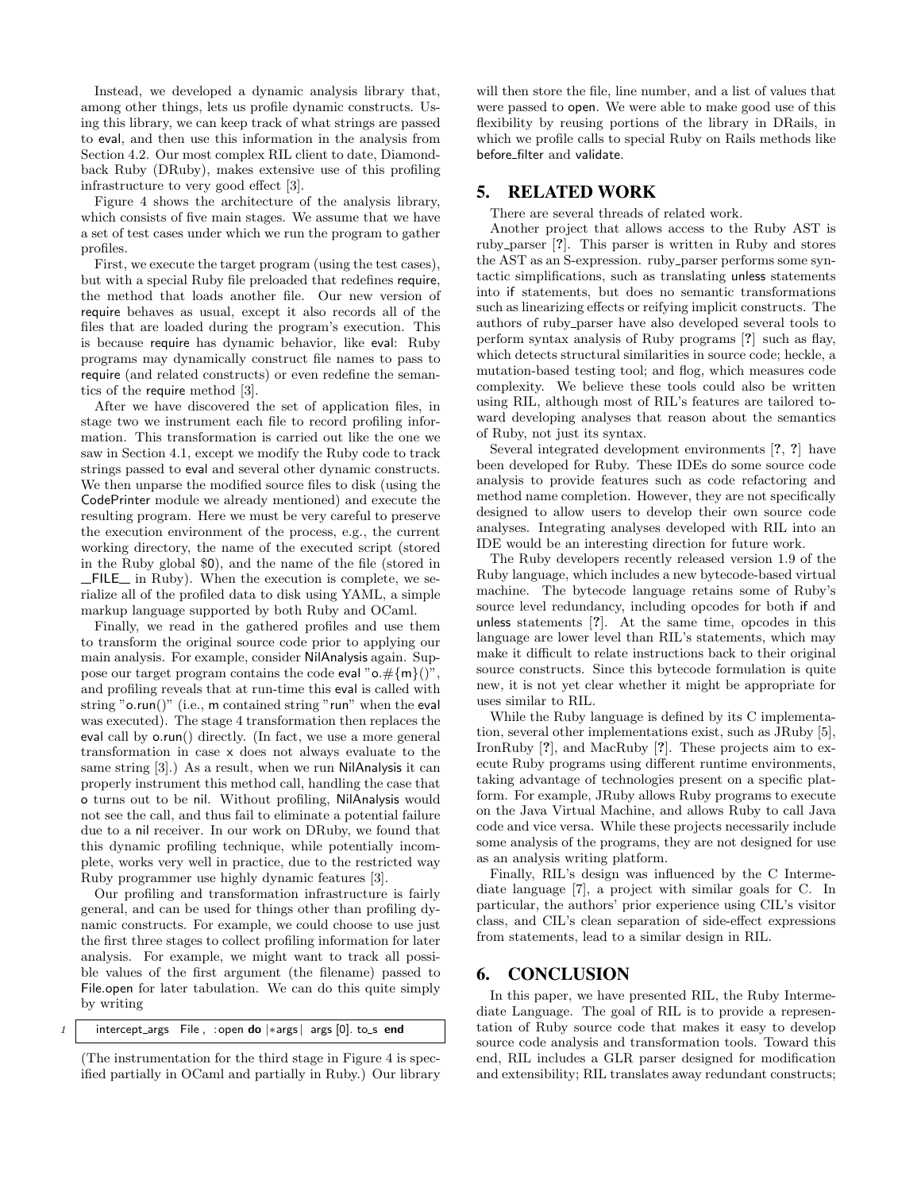Instead, we developed a dynamic analysis library that, among other things, lets us profile dynamic constructs. Using this library, we can keep track of what strings are passed to eval, and then use this information in the analysis from Section 4.2. Our most complex RIL client to date, Diamondback Ruby (DRuby), makes extensive use of this profiling infrastructure to very good effect [3].

Figure 4 shows the architecture of the analysis library, which consists of five main stages. We assume that we have a set of test cases under which we run the program to gather profiles.

First, we execute the target program (using the test cases), but with a special Ruby file preloaded that redefines require, the method that loads another file. Our new version of require behaves as usual, except it also records all of the files that are loaded during the program's execution. This is because require has dynamic behavior, like eval: Ruby programs may dynamically construct file names to pass to require (and related constructs) or even redefine the semantics of the require method [3].

After we have discovered the set of application files, in stage two we instrument each file to record profiling information. This transformation is carried out like the one we saw in Section 4.1, except we modify the Ruby code to track strings passed to eval and several other dynamic constructs. We then unparse the modified source files to disk (using the CodePrinter module we already mentioned) and execute the resulting program. Here we must be very careful to preserve the execution environment of the process, e.g., the current working directory, the name of the executed script (stored in the Ruby global $0), and the name of the file (stored in __FILE__ in Ruby). When the execution is complete, we serialize all of the profiled data to disk using YAML, a simple markup language supported by both Ruby and OCaml.

Finally, we read in the gathered profiles and use them to transform the original source code prior to applying our main analysis. For example, consider NilAnalysis again. Suppose our target program contains the code eval "o.#{m}()", and profiling reveals that at run-time this eval is called with string "o.run()" (i.e., m contained string "run" when the eval was executed). The stage 4 transformation then replaces the eval call by o.run() directly. (In fact, we use a more general transformation in case x does not always evaluate to the same string [3].) As a result, when we run NilAnalysis it can properly instrument this method call, handling the case that o turns out to be nil. Without profiling, NilAnalysis would not see the call, and thus fail to eliminate a potential failure due to a nil receiver. In our work on DRuby, we found that this dynamic profiling technique, while potentially incomplete, works very well in practice, due to the restricted way Ruby programmer use highly dynamic features [3].

Our profiling and transformation infrastructure is fairly general, and can be used for things other than profiling dynamic constructs. For example, we could choose to use just the first three stages to collect profiling information for later analysis. For example, we might want to track all possible values of the first argument (the filename) passed to File.open for later tabulation. We can do this quite simply by writing

```
1   intercept_args File, :open do |*args| args [0]. to_s end
```

(The instrumentation for the third stage in Figure 4 is specified partially in OCaml and partially in Ruby.) Our library will then store the file, line number, and a list of values that were passed to open. We were able to make good use of this flexibility by reusing portions of the library in DRails, in which we profile calls to special Ruby on Rails methods like before_filter and validate.

## 5. RELATED WORK

There are several threads of related work.

Another project that allows access to the Ruby AST is ruby_parser [?]. This parser is written in Ruby and stores the AST as an S-expression. ruby_parser performs some syntactic simplifications, such as translating unless statements into if statements, but does no semantic transformations such as linearizing effects or reifying implicit constructs. The authors of ruby_parser have also developed several tools to perform syntax analysis of Ruby programs [?] such as flay, which detects structural similarities in source code; heckle, a mutation-based testing tool; and flog, which measures code complexity. We believe these tools could also be written using RIL, although most of RIL's features are tailored toward developing analyses that reason about the semantics of Ruby, not just its syntax.

Several integrated development environments [?, ?] have been developed for Ruby. These IDEs do some source code analysis to provide features such as code refactoring and method name completion. However, they are not specifically designed to allow users to develop their own source code analyses. Integrating analyses developed with RIL into an IDE would be an interesting direction for future work.

The Ruby developers recently released version 1.9 of the Ruby language, which includes a new bytecode-based virtual machine. The bytecode language retains some of Ruby's source level redundancy, including opcodes for both if and unless statements [?]. At the same time, opcodes in this language are lower level than RIL's statements, which may make it difficult to relate instructions back to their original source constructs. Since this bytecode formulation is quite new, it is not yet clear whether it might be appropriate for uses similar to RIL.

While the Ruby language is defined by its C implementation, several other implementations exist, such as JRuby [5], IronRuby [?], and MacRuby [?]. These projects aim to execute Ruby programs using different runtime environments, taking advantage of technologies present on a specific platform. For example, JRuby allows Ruby programs to execute on the Java Virtual Machine, and allows Ruby to call Java code and vice versa. While these projects necessarily include some analysis of the programs, they are not designed for use as an analysis writing platform.

Finally, RIL's design was influenced by the C Intermediate language [7], a project with similar goals for C. In particular, the authors' prior experience using CIL's visitor class, and CIL's clean separation of side-effect expressions from statements, lead to a similar design in RIL.

## 6. CONCLUSION

In this paper, we have presented RIL, the Ruby Intermediate Language. The goal of RIL is to provide a representation of Ruby source code that makes it easy to develop source code analysis and transformation tools. Toward this end, RIL includes a GLR parser designed for modification and extensibility; RIL translates away redundant constructs;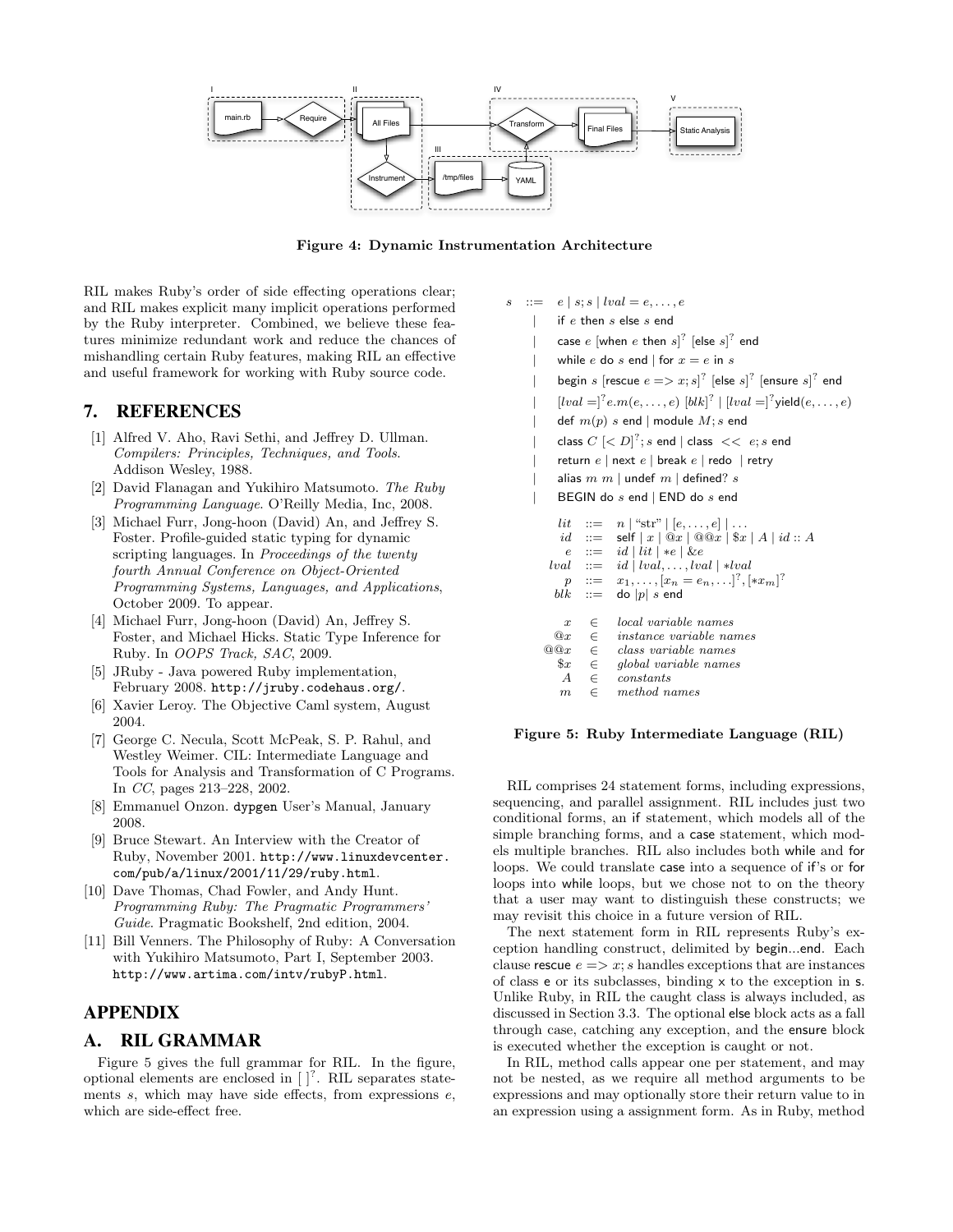Figure 4: Dynamic Instrumentation Architecture

RIL makes Ruby's order of side effecting operations clear; and RIL makes explicit many implicit operations performed by the Ruby interpreter. Combined, we believe these features minimize redundant work and reduce the chances of mishandling certain Ruby features, making RIL an effective and useful framework for working with Ruby source code.

## 7. REFERENCES

[1] Alfred V. Aho, Ravi Sethi, and Jeffrey D. Ullman. *Compilers: Principles, Techniques, and Tools*. Addison Wesley, 1988.

[2] David Flanagan and Yukihiro Matsumoto. *The Ruby Programming Language*. O'Reilly Media, Inc, 2008.

[3] Michael Furr, Jong-hoon (David) An, and Jeffrey S. Foster. Profile-guided static typing for dynamic scripting languages. In *Proceedings of the twenty fourth Annual Conference on Object-Oriented Programming Systems, Languages, and Applications*, October 2009. To appear.

[4] Michael Furr, Jong-hoon (David) An, Jeffrey S. Foster, and Michael Hicks. Static Type Inference for Ruby. In *OOPS Track, SAC*, 2009.

[5] JRuby - Java powered Ruby implementation, February 2008. http://jruby.codehaus.org/.

[6] Xavier Leroy. The Objective Caml system, August 2004.

[7] George C. Necula, Scott McPeak, S. P. Rahul, and Westley Weimer. CIL: Intermediate Language and Tools for Analysis and Transformation of C Programs. In *CC*, pages 213–228, 2002.

[8] Emmanuel Onzon. dypgen User's Manual, January 2008.

[9] Bruce Stewart. An Interview with the Creator of Ruby, November 2001. http://www.linuxdevcenter.com/pub/a/linux/2001/11/29/ruby.html.

[10] Dave Thomas, Chad Fowler, and Andy Hunt. *Programming Ruby: The Pragmatic Programmers' Guide*. Pragmatic Bookshelf, 2nd edition, 2004.

[11] Bill Venners. The Philosophy of Ruby: A Conversation with Yukihiro Matsumoto, Part I, September 2003. http://www.artima.com/intv/rubyP.html.

## APPENDIX

## A. RIL GRAMMAR

Figure 5 gives the full grammar for RIL. In the figure, optional elements are enclosed in $[\,]^?$. RIL separates statements $s$, which may have side effects, from expressions $e$, which are side-effect free.

$$
\begin{array}{rcl}
s & ::= & e \mid s; s \mid lval = e, \ldots, e \\
& \mid & \textsf{if } e \textsf{ then } s \textsf{ else } s \textsf{ end} \\
& \mid & \textsf{case } e\ [\textsf{when } e \textsf{ then } s]^? \ [\textsf{else } s]^? \textsf{ end} \\
& \mid & \textsf{while } e \textsf{ do } s \textsf{ end} \mid \textsf{for } x = e \textsf{ in } s \\
& \mid & \textsf{begin } s\ [\textsf{rescue } e => x; s]^?\ [\textsf{else } s]^?\ [\textsf{ensure } s]^? \textsf{ end} \\
& \mid & [lval =]^? e.m(e, \ldots, e)\ [blk]^? \mid [lval =]^? \textsf{yield}(e, \ldots, e) \\
& \mid & \textsf{def } m(p)\ s \textsf{ end} \mid \textsf{module } M; s \textsf{ end} \\
& \mid & \textsf{class } C\ [< D]^?; s \textsf{ end} \mid \textsf{class } << \ e; s \textsf{ end} \\
& \mid & \textsf{return } e \mid \textsf{next } e \mid \textsf{break } e \mid \textsf{redo } \mid \textsf{retry} \\
& \mid & \textsf{alias } m\ m \mid \textsf{undef } m \mid \textsf{defined? } s \\
& \mid & \textsf{BEGIN do } s \textsf{ end} \mid \textsf{END do } s \textsf{ end} \\
\\
lit & ::= & n \mid \text{“str”} \mid [e, \ldots, e] \mid \ldots \\
id & ::= & \textsf{self} \mid x \mid @x \mid @@x \mid \$x \mid A \mid id :: A \\
e & ::= & id \mid lit \mid *e \mid \&e \\
lval & ::= & id \mid lval, \ldots, lval \mid *lval \\
p & ::= & x_1, \ldots, [x_n = e_n, \ldots]^?, [*x_m]^? \\
blk & ::= & \textsf{do } |p|\ s \textsf{ end} \\
\\
x & \in & \textit{local variable names} \\
@x & \in & \textit{instance variable names} \\
@@x & \in & \textit{class variable names} \\
\$x & \in & \textit{global variable names} \\
A & \in & \textit{constants} \\
m & \in & \textit{method names}
\end{array}
$$

Figure 5: Ruby Intermediate Language (RIL)

RIL comprises 24 statement forms, including expressions, sequencing, and parallel assignment. RIL includes just two conditional forms, an if statement, which models all of the simple branching forms, and a case statement, which models multiple branches. RIL also includes both while and for loops. We could translate case into a sequence of if's or for loops into while loops, but we chose not to on the theory that a user may want to distinguish these constructs; we may revisit this choice in a future version of RIL.

The next statement form in RIL represents Ruby's exception handling construct, delimited by begin...end. Each clause rescue $e => x; s$ handles exceptions that are instances of class e or its subclasses, binding x to the exception in s. Unlike Ruby, in RIL the caught class is always included, as discussed in Section 3.3. The optional else block acts as a fall through case, catching any exception, and the ensure block is executed whether the exception is caught or not.

In RIL, method calls appear one per statement, and may not be nested, as we require all method arguments to be expressions and may optionally store their return value to in an expression using a assignment form. As in Ruby, method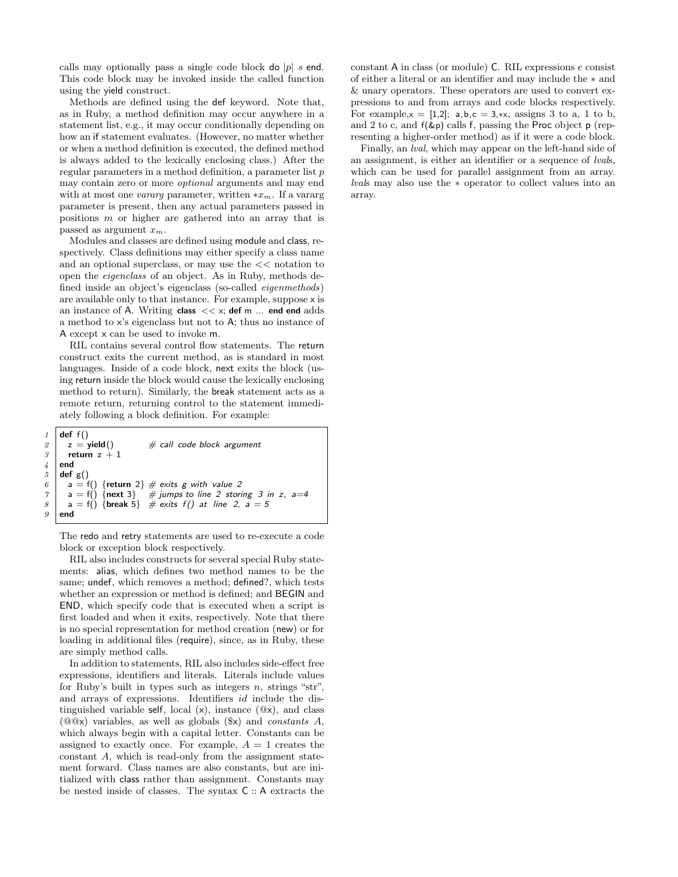calls may optionally pass a single code block do $|p|$ $s$ end. This code block may be invoked inside the called function using the yield construct.

Methods are defined using the def keyword. Note that, as in Ruby, a method definition may occur anywhere in a statement list, e.g., it may occur conditionally depending on how an if statement evaluates. (However, no matter whether or when a method definition is executed, the defined method is always added to the lexically enclosing class.) After the regular parameters in a method definition, a parameter list $p$ may contain zero or more *optional* arguments and may end with at most one *vararg* parameter, written $*x_m$. If a vararg parameter is present, then any actual parameters passed in positions $m$ or higher are gathered into an array that is passed as argument $x_m$.

Modules and classes are defined using module and class, respectively. Class definitions may either specify a class name and an optional superclass, or may use the << notation to open the *eigenclass* of an object. As in Ruby, methods defined inside an object's eigenclass (so-called *eigenmethods*) are available only to that instance. For example, suppose x is an instance of A. Writing **class** << x; **def** m ... **end end** adds a method to x's eigenclass but not to A; thus no instance of A except x can be used to invoke m.

RIL contains several control flow statements. The return construct exits the current method, as is standard in most languages. Inside of a code block, next exits the block (using return inside the block would cause the lexically enclosing method to return). Similarly, the break statement acts as a remote return, returning control to the statement immediately following a block definition. For example:

```
1  def f()
2    z = yield()          # call code block argument
3    return z + 1
4  end
5  def g()
6    a = f() {return 2}  # exits g with value 2
7    a = f() {next 3}    # jumps to line 2 storing 3 in z, a=4
8    a = f() {break 5}   # exits f() at line 2, a = 5
9  end
```

The redo and retry statements are used to re-execute a code block or exception block respectively.

RIL also includes constructs for several special Ruby statements: alias, which defines two method names to be the same; undef, which removes a method; defined?, which tests whether an expression or method is defined; and BEGIN and END, which specify code that is executed when a script is first loaded and when it exits, respectively. Note that there is no special representation for method creation (new) or for loading in additional files (require), since, as in Ruby, these are simply method calls.

In addition to statements, RIL also includes side-effect free expressions, identifiers and literals. Literals include values for Ruby's built in types such as integers $n$, strings "str", and arrays of expressions. Identifiers *id* include the distinguished variable self, local (x), instance (@x), and class (@@x) variables, as well as globals ($x) and *constants* $A$, which always begin with a capital letter. Constants can be assigned to exactly once. For example, $A = 1$ creates the constant $A$, which is read-only from the assignment statement forward. Class names are also constants, but are initialized with class rather than assignment. Constants may be nested inside of classes. The syntax C :: A extracts the constant A in class (or module) C. RIL expressions $e$ consist of either a literal or an identifier and may include the $*$ and & unary operators. These operators are used to convert expressions to and from arrays and code blocks respectively. For example, x = [1,2]; a,b,c = 3,*x, assigns 3 to a, 1 to b, and 2 to c, and f(&p) calls f, passing the Proc object p (representing a higher-order method) as if it were a code block.

Finally, an *lval*, which may appear on the left-hand side of an assignment, is either an identifier or a sequence of *lval*s, which can be used for parallel assignment from an array. *lval*s may also use the $*$ operator to collect values into an array.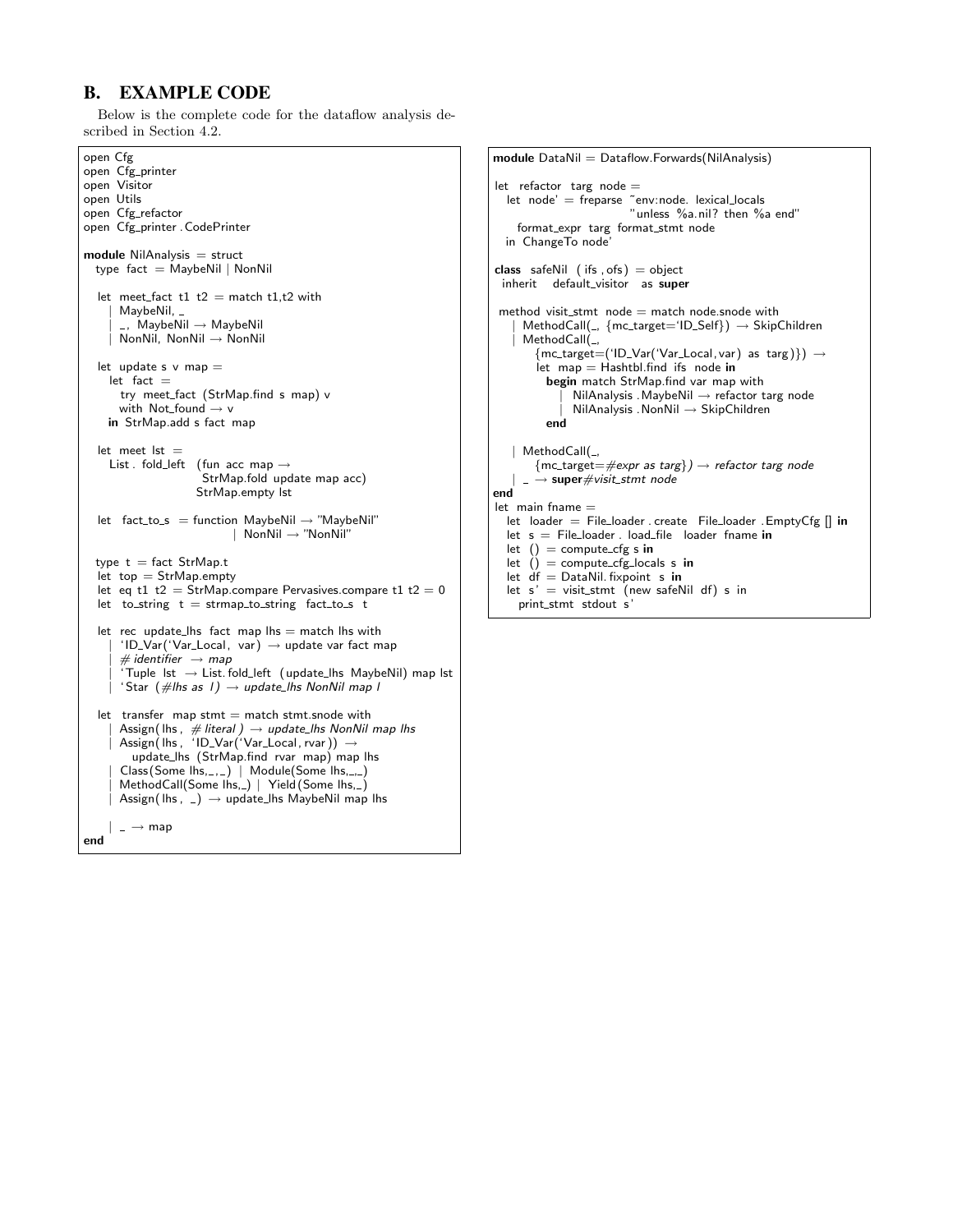## B. EXAMPLE CODE

Below is the complete code for the dataflow analysis described in Section 4.2.

```
open Cfg
open Cfg_printer
open Visitor
open Utils
open Cfg_refactor
open Cfg_printer.CodePrinter

module NilAnalysis = struct
  type fact = MaybeNil | NonNil

  let meet_fact t1 t2 = match t1,t2 with
    | MaybeNil, _
    | _, MaybeNil → MaybeNil
    | NonNil, NonNil → NonNil

  let update s v map =
    let fact =
      try meet_fact (StrMap.find s map) v
      with Not_found → v
    in StrMap.add s fact map

  let meet lst =
    List.fold_left (fun acc map →
                      StrMap.fold update map acc)
                   StrMap.empty lst

  let fact_to_s = function MaybeNil → "MaybeNil"
                          | NonNil → "NonNil"

  type t = fact StrMap.t
  let top = StrMap.empty
  let eq t1 t2 = StrMap.compare Pervasives.compare t1 t2 = 0
  let to_string t = strmap_to_string fact_to_s t

  let rec update_lhs fact map lhs = match lhs with
    | `ID_Var(`Var_Local, var) → update var fact map
    | #identifier → map
    | `Tuple lst → List.fold_left (update_lhs MaybeNil) map lst
    | `Star (#lhs as l) → update_lhs NonNil map l

  let transfer map stmt = match stmt.snode with
    | Assign(lhs, #literal) → update_lhs NonNil map lhs
    | Assign(lhs, `ID_Var(`Var_Local, rvar)) →
        update_lhs (StrMap.find rvar map) map lhs
    | Class(Some lhs,_,_) | Module(Some lhs,_,_)
    | MethodCall(Some lhs,_) | Yield(Some lhs,_)
    | Assign(lhs, _) → update_lhs MaybeNil map lhs

    | _ → map
end

module DataNil = Dataflow.Forwards(NilAnalysis)

let refactor targ node =
  let node' = freparse ~env:node.lexical_locals
                        "unless %a.nil? then %a end"
    format_expr targ format_stmt node
  in ChangeTo node'

class safeNil (ifs,ofs) = object
  inherit default_visitor as super

  method visit_stmt node = match node.snode with
    | MethodCall(_, {mc_target=`ID_Self}) → SkipChildren
    | MethodCall(_,
        {mc_target=(`ID_Var(`Var_Local,var) as targ)}) →
        let map = Hashtbl.find ifs node in
          begin match StrMap.find var map with
            | NilAnalysis.MaybeNil → refactor targ node
            | NilAnalysis.NonNil → SkipChildren
          end

    | MethodCall(_,
        {mc_target=#expr as targ}) → refactor targ node
    | _ → super#visit_stmt node
end
let main fname =
  let loader = File_loader.create File_loader.EmptyCfg [] in
  let s = File_loader.load_file loader fname in
  let () = compute_cfg s in
  let () = compute_cfg_locals s in
  let df = DataNil.fixpoint s in
  let s' = visit_stmt (new safeNil df) s in
    print_stmt stdout s'
```